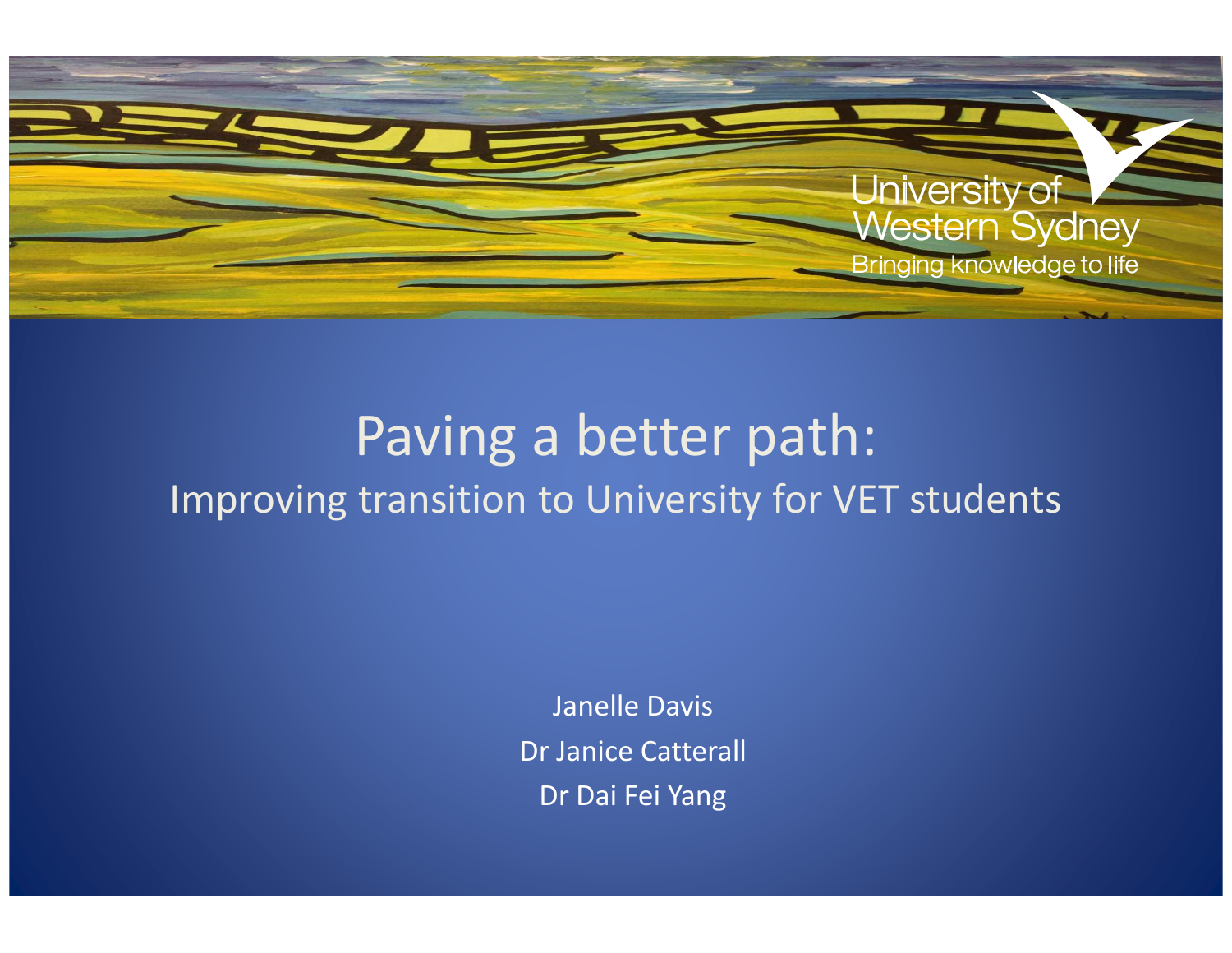University of Western Sydney
Bringing knowledge to life

# Paving a better path:

## Improving transition to University for VET students

Janelle Davis

Dr Janice Catterall

Dr Dai Fei Yang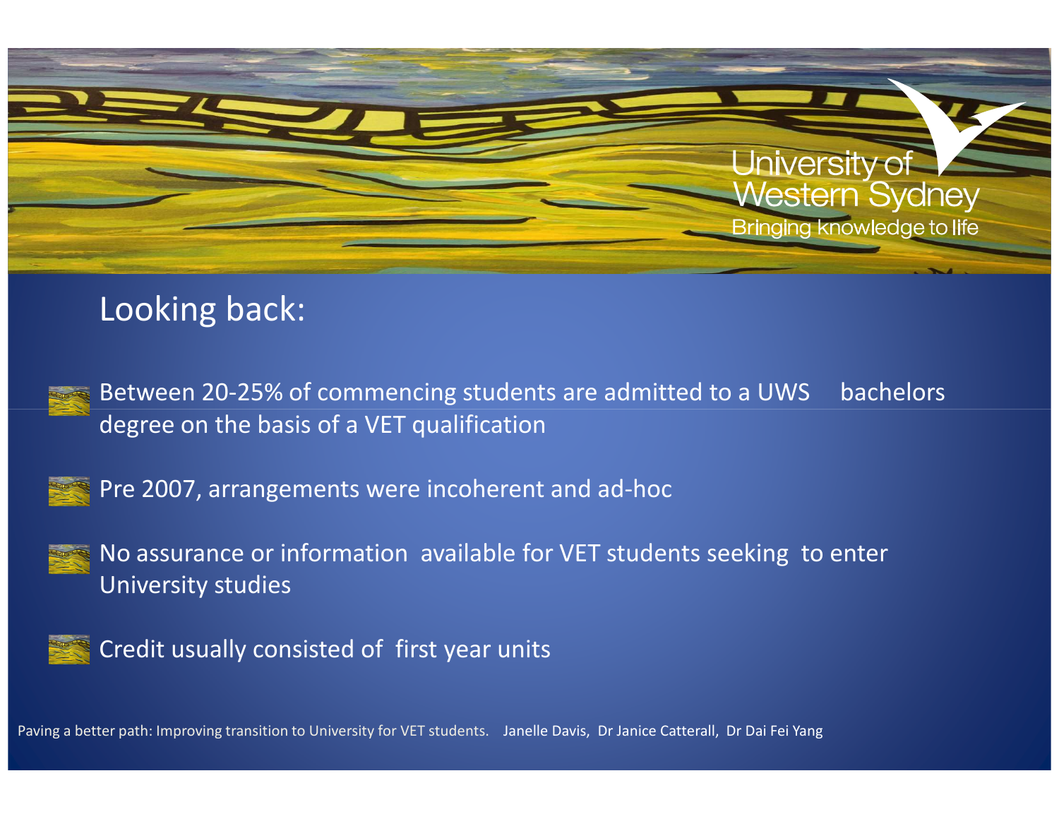## Looking back:

- Between 20-25% of commencing students are admitted to a UWS bachelors degree on the basis of a VET qualification
- Pre 2007, arrangements were incoherent and ad-hoc
- No assurance or information available for VET students seeking to enter University studies
- Credit usually consisted of first year units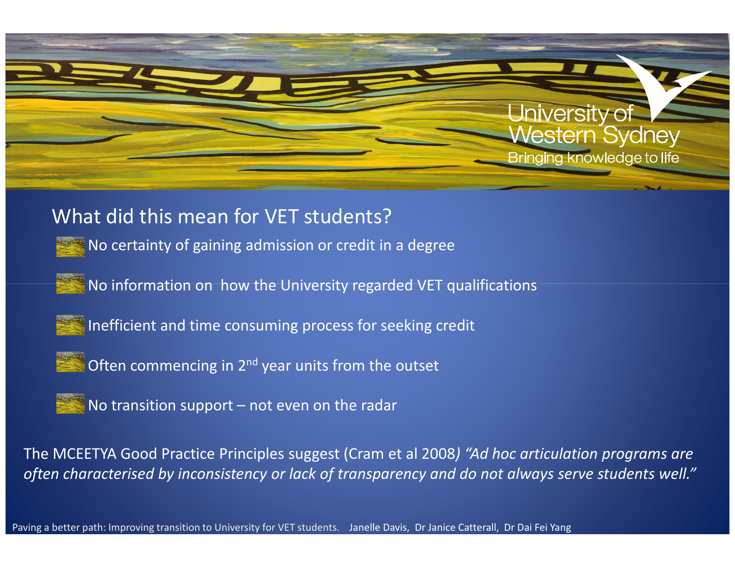## What did this mean for VET students?

- No certainty of gaining admission or credit in a degree
- No information on how the University regarded VET qualifications
- Inefficient and time consuming process for seeking credit
- Often commencing in 2nd year units from the outset
- No transition support – not even on the radar

The MCEETYA Good Practice Principles suggest (Cram et al 2008) *"Ad hoc articulation programs are often characterised by inconsistency or lack of transparency and do not always serve students well."*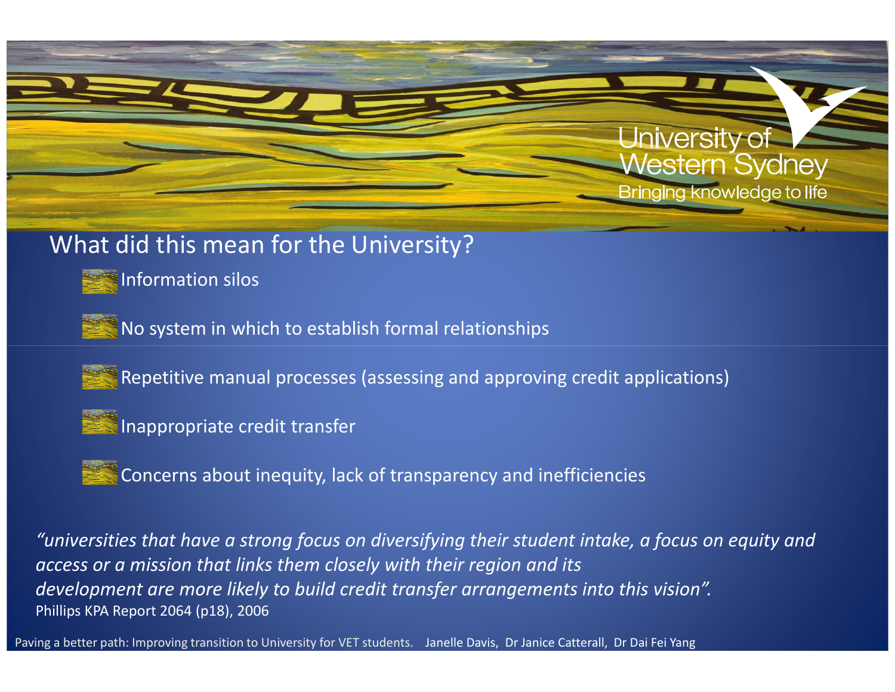## What did this mean for the University?

- Information silos
- No system in which to establish formal relationships
- Repetitive manual processes (assessing and approving credit applications)
- Inappropriate credit transfer
- Concerns about inequity, lack of transparency and inefficiencies

*"universities that have a strong focus on diversifying their student intake, a focus on equity and access or a mission that links them closely with their region and its development are more likely to build credit transfer arrangements into this vision".*
Phillips KPA Report 2064 (p18), 2006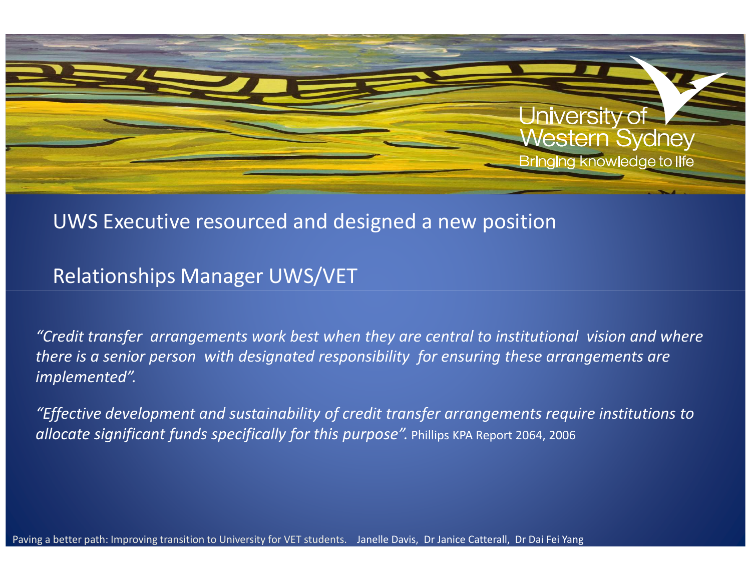UWS Executive resourced and designed a new position

Relationships Manager UWS/VET

*"Credit transfer arrangements work best when they are central to institutional vision and where there is a senior person with designated responsibility for ensuring these arrangements are implemented".*

*"Effective development and sustainability of credit transfer arrangements require institutions to allocate significant funds specifically for this purpose".* Phillips KPA Report 2064, 2006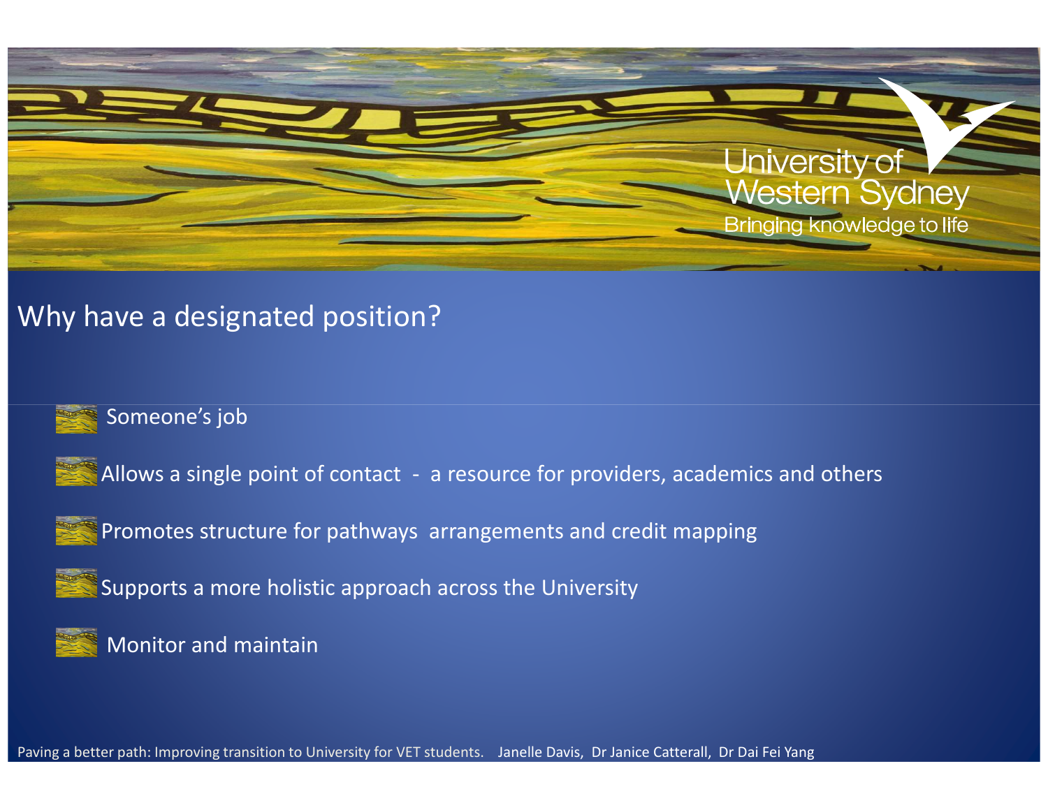# Why have a designated position?

- Someone's job
- Allows a single point of contact - a resource for providers, academics and others
- Promotes structure for pathways arrangements and credit mapping
- Supports a more holistic approach across the University
- Monitor and maintain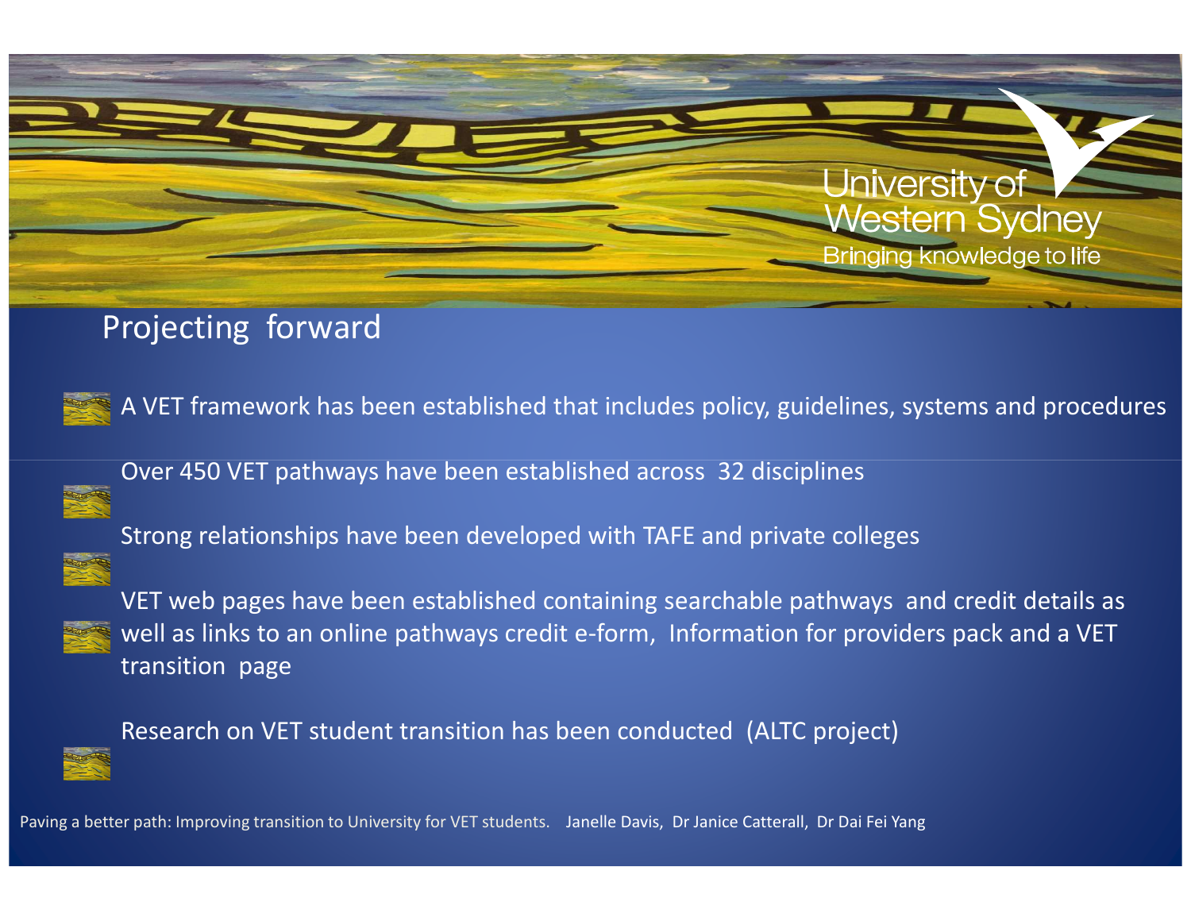## Projecting forward

- A VET framework has been established that includes policy, guidelines, systems and procedures
- Over 450 VET pathways have been established across 32 disciplines
- Strong relationships have been developed with TAFE and private colleges
- VET web pages have been established containing searchable pathways and credit details as well as links to an online pathways credit e-form, Information for providers pack and a VET transition page
- Research on VET student transition has been conducted (ALTC project)

Paving a better path: Improving transition to University for VET students. Janelle Davis, Dr Janice Catterall, Dr Dai Fei Yang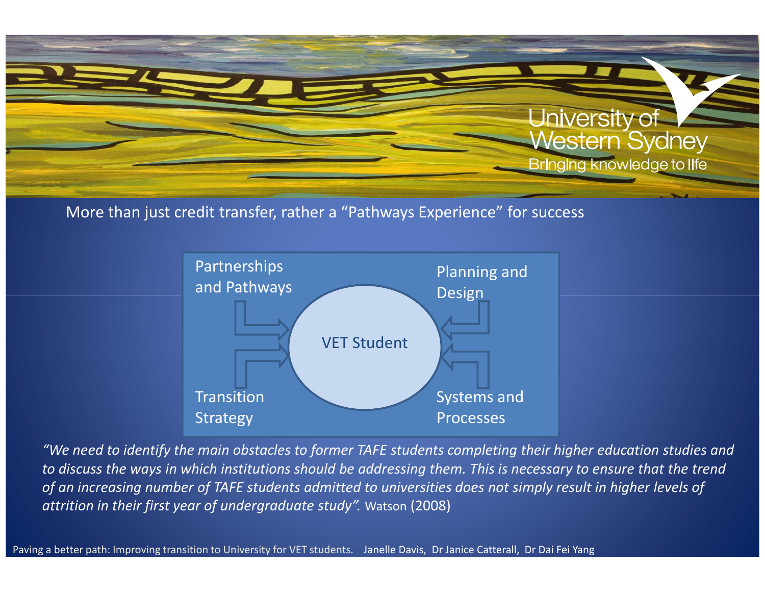More than just credit transfer, rather a "Pathways Experience" for success

Partnerships and Pathways

Planning and Design

VET Student

Transition Strategy

Systems and Processes

*"We need to identify the main obstacles to former TAFE students completing their higher education studies and to discuss the ways in which institutions should be addressing them. This is necessary to ensure that the trend of an increasing number of TAFE students admitted to universities does not simply result in higher levels of attrition in their first year of undergraduate study".* Watson (2008)

Paving a better path: Improving transition to University for VET students. Janelle Davis, Dr Janice Catterall, Dr Dai Fei Yang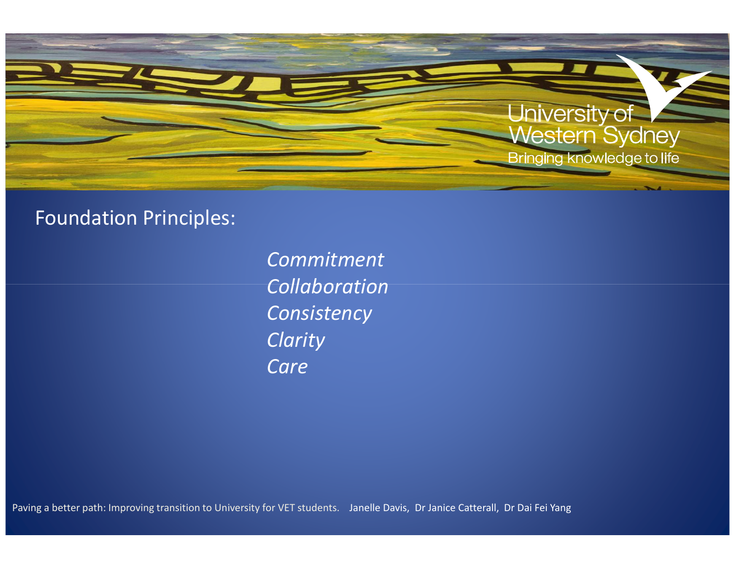Foundation Principles:

*Commitment*
*Collaboration*
*Consistency*
*Clarity*
*Care*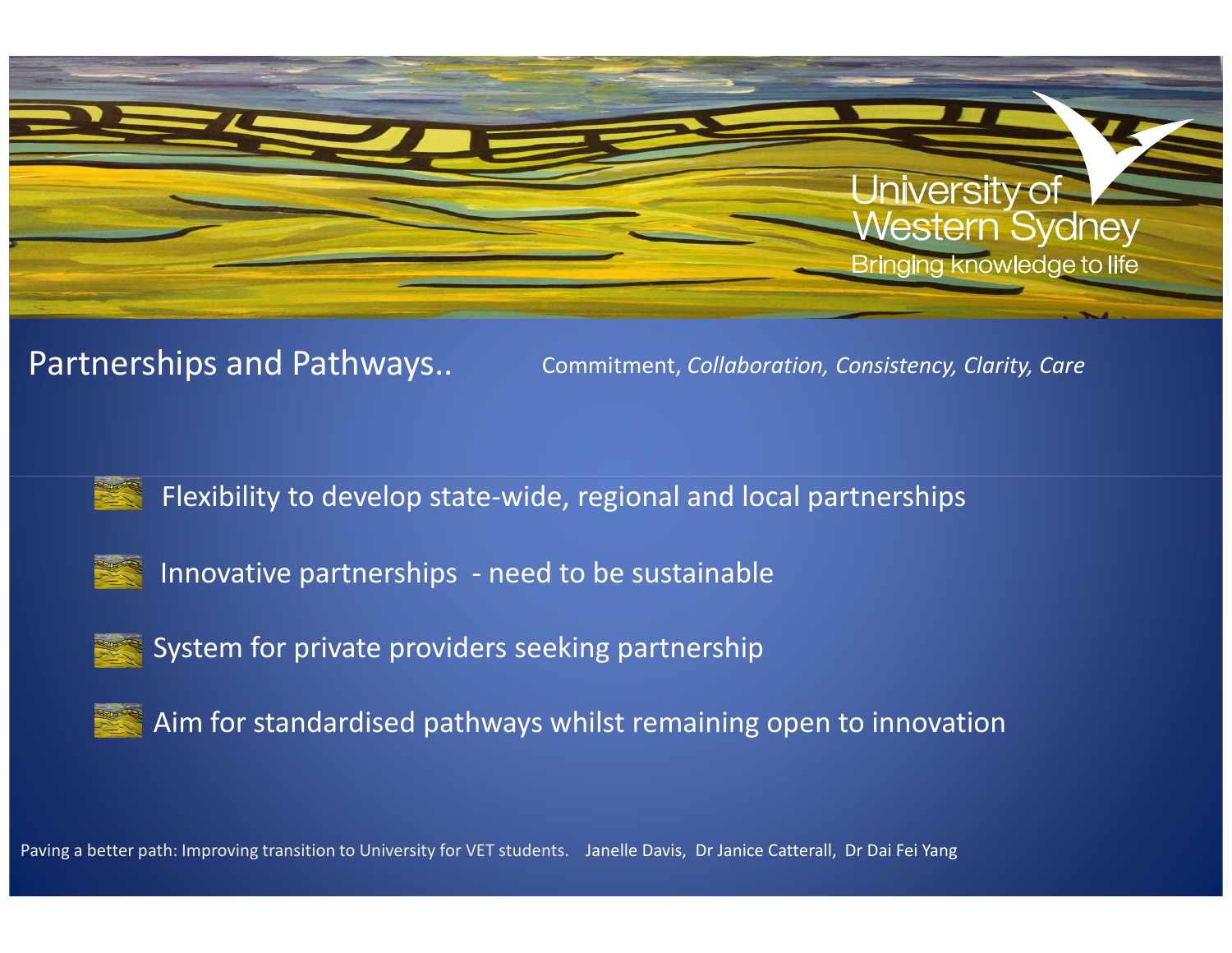## Partnerships and Pathways..

Commitment, *Collaboration, Consistency, Clarity, Care*

- Flexibility to develop state-wide, regional and local partnerships
- Innovative partnerships - need to be sustainable
- System for private providers seeking partnership
- Aim for standardised pathways whilst remaining open to innovation

Paving a better path: Improving transition to University for VET students. Janelle Davis, Dr Janice Catterall, Dr Dai Fei Yang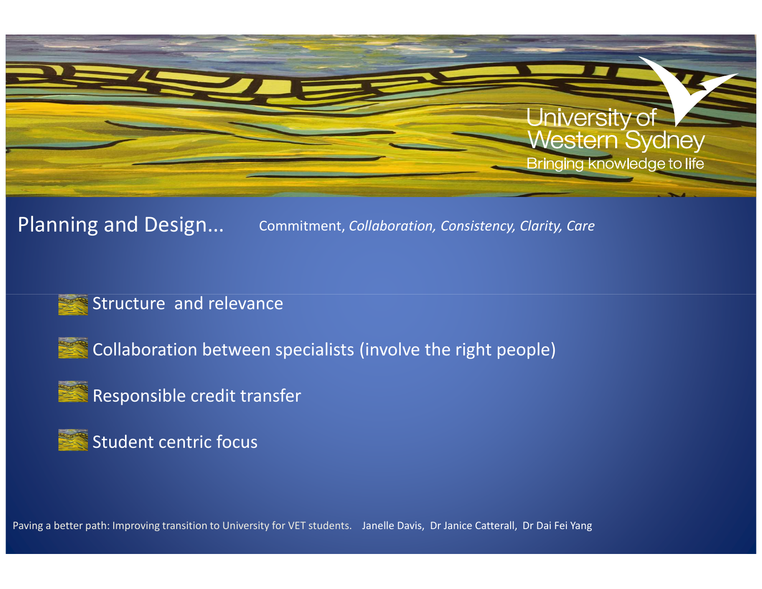# Planning and Design...

Commitment, *Collaboration, Consistency, Clarity, Care*

- Structure and relevance
- Collaboration between specialists (involve the right people)
- Responsible credit transfer
- Student centric focus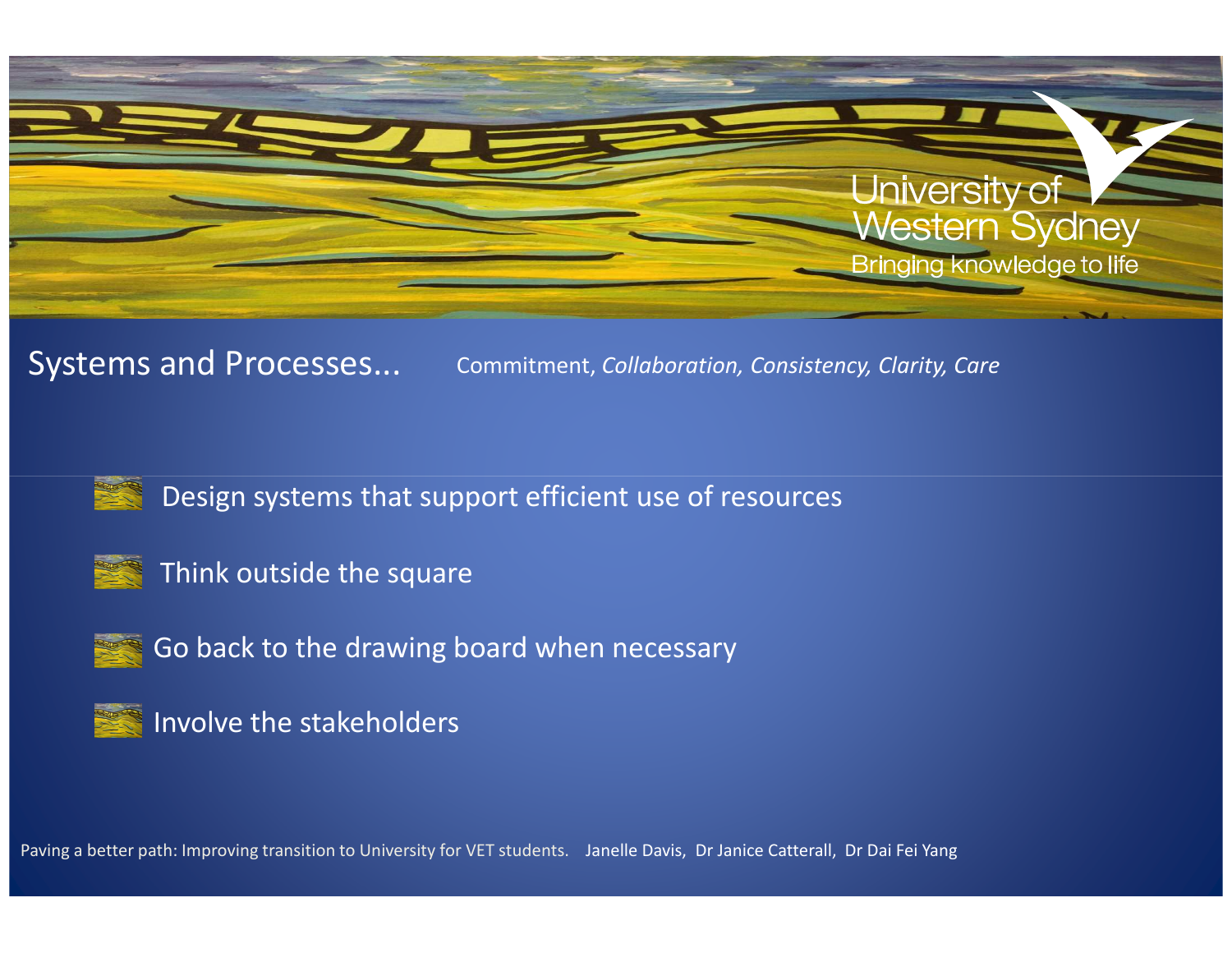## Systems and Processes...

Commitment, *Collaboration, Consistency, Clarity, Care*

- Design systems that support efficient use of resources
- Think outside the square
- Go back to the drawing board when necessary
- Involve the stakeholders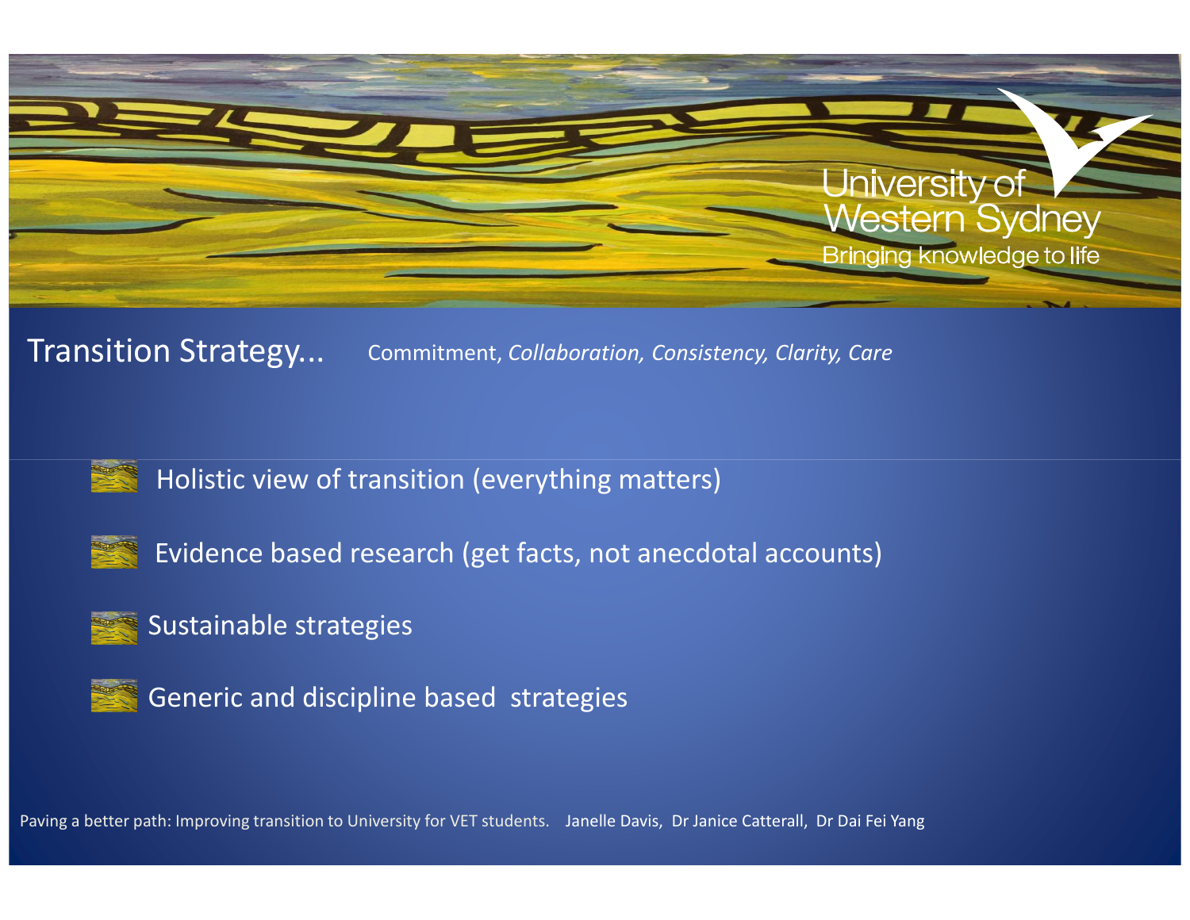University of Western Sydney
Bringing knowledge to life

## Transition Strategy...

Commitment, *Collaboration, Consistency, Clarity, Care*

- Holistic view of transition (everything matters)
- Evidence based research (get facts, not anecdotal accounts)
- Sustainable strategies
- Generic and discipline based strategies

Paving a better path: Improving transition to University for VET students. Janelle Davis, Dr Janice Catterall, Dr Dai Fei Yang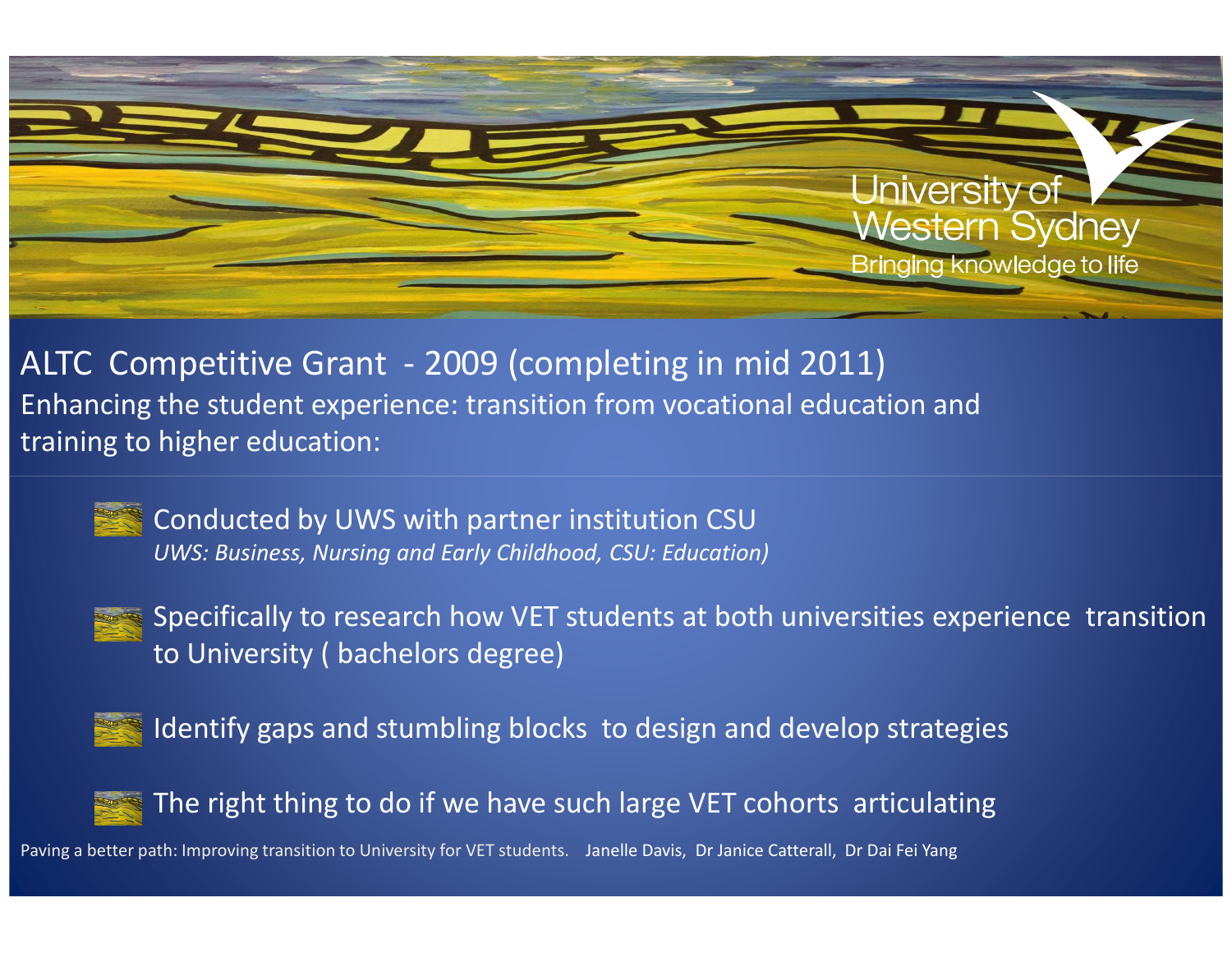University of Western Sydney
Bringing knowledge to life

## ALTC Competitive Grant - 2009 (completing in mid 2011)

Enhancing the student experience: transition from vocational education and training to higher education:

- Conducted by UWS with partner institution CSU
  *UWS: Business, Nursing and Early Childhood, CSU: Education)*
- Specifically to research how VET students at both universities experience transition to University ( bachelors degree)
- Identify gaps and stumbling blocks to design and develop strategies
- The right thing to do if we have such large VET cohorts articulating

Paving a better path: Improving transition to University for VET students. Janelle Davis, Dr Janice Catterall, Dr Dai Fei Yang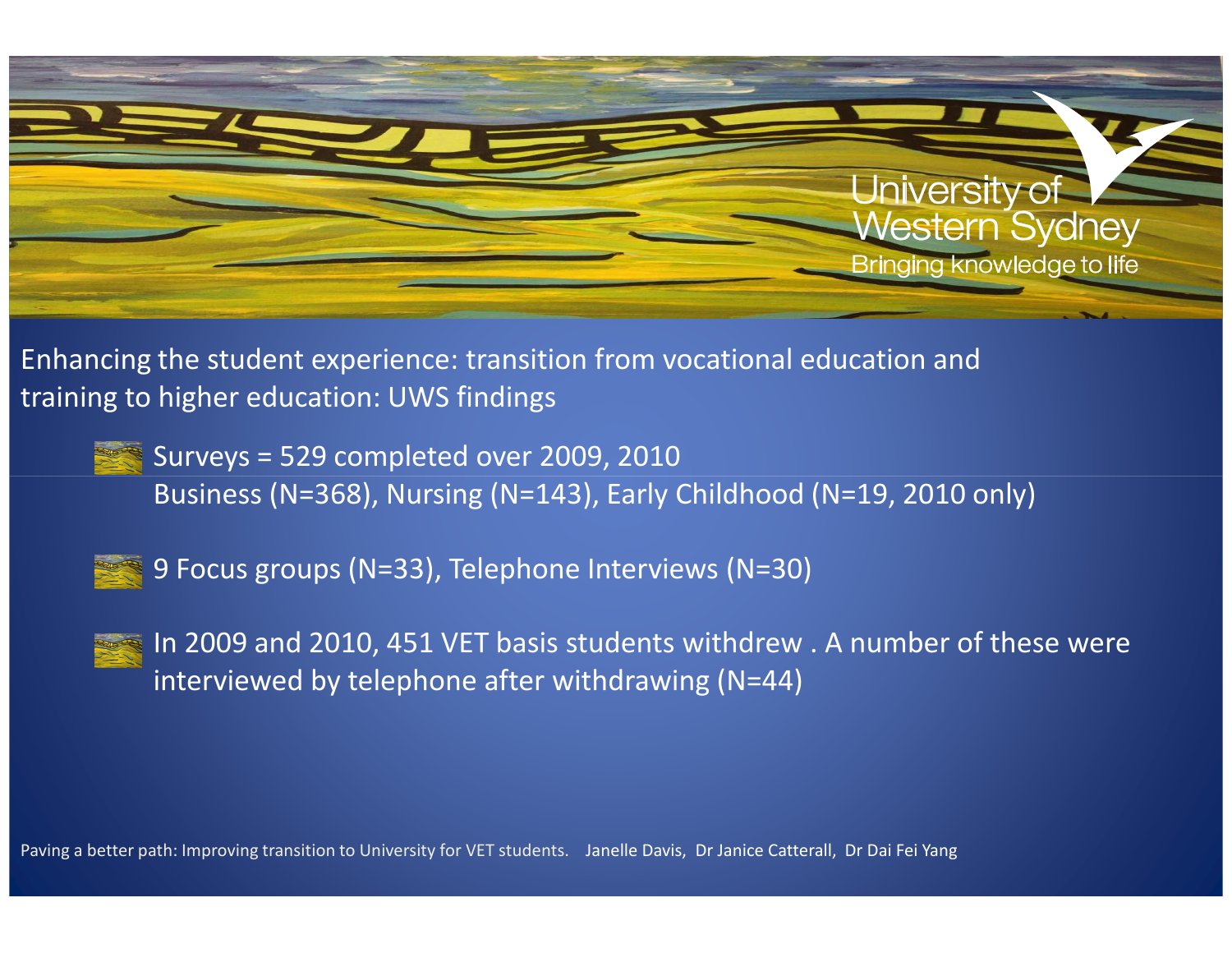University of Western Sydney
Bringing knowledge to life

## Enhancing the student experience: transition from vocational education and training to higher education: UWS findings

- Surveys = 529 completed over 2009, 2010
  Business (N=368), Nursing (N=143), Early Childhood (N=19, 2010 only)

- 9 Focus groups (N=33), Telephone Interviews (N=30)

- In 2009 and 2010, 451 VET basis students withdrew . A number of these were interviewed by telephone after withdrawing (N=44)

Paving a better path: Improving transition to University for VET students. Janelle Davis, Dr Janice Catterall, Dr Dai Fei Yang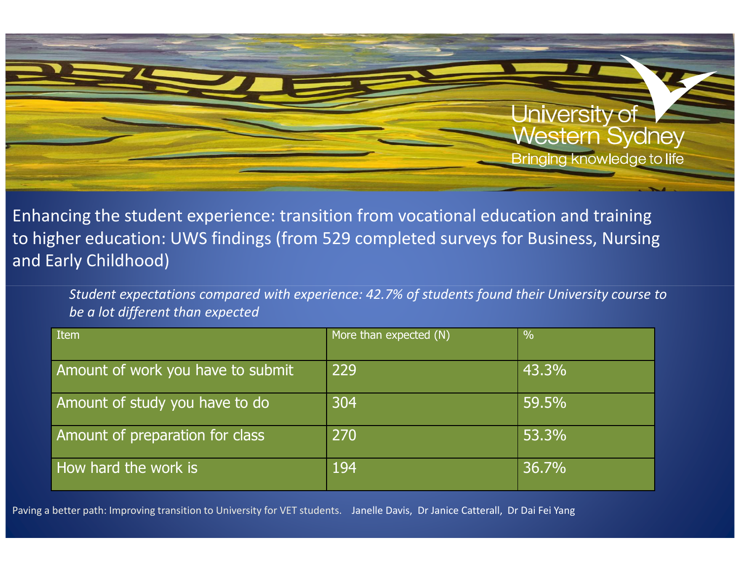Enhancing the student experience: transition from vocational education and training to higher education: UWS findings (from 529 completed surveys for Business, Nursing and Early Childhood)

*Student expectations compared with experience: 42.7% of students found their University course to be a lot different than expected*

| Item | More than expected (N) | % |
|---|---|---|
| Amount of work you have to submit | 229 | 43.3% |
| Amount of study you have to do | 304 | 59.5% |
| Amount of preparation for class | 270 | 53.3% |
| How hard the work is | 194 | 36.7% |

Paving a better path: Improving transition to University for VET students. Janelle Davis, Dr Janice Catterall, Dr Dai Fei Yang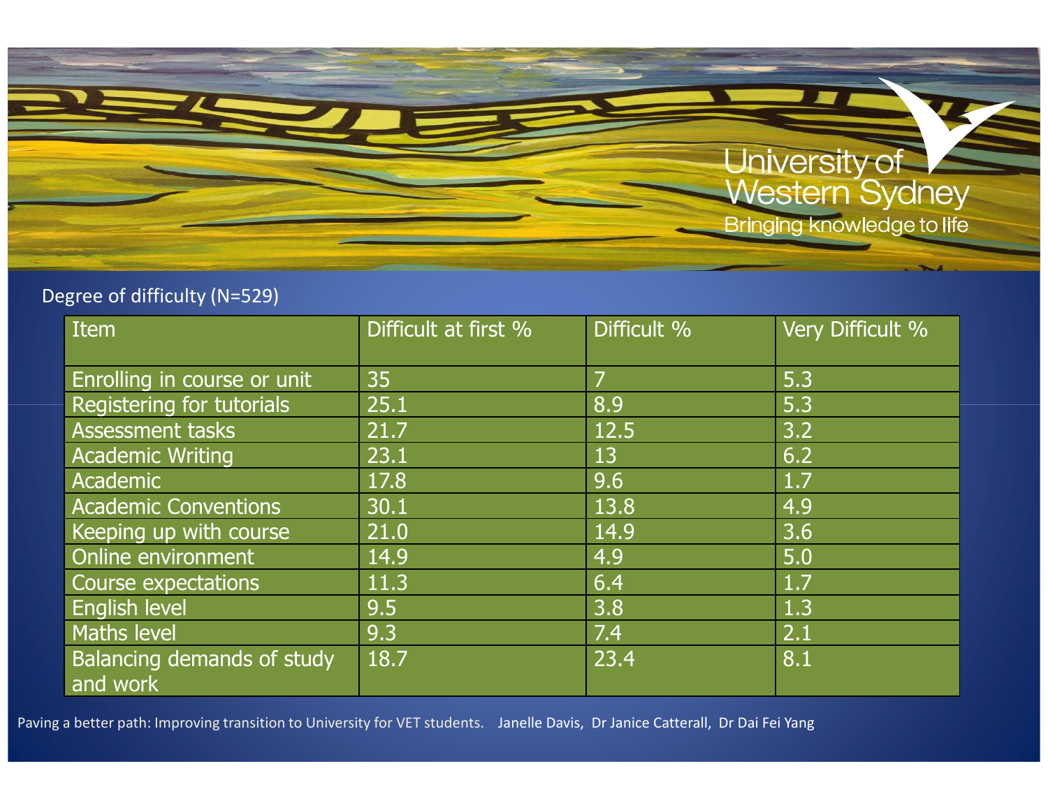Degree of difficulty (N=529)

| Item | Difficult at first % | Difficult % | Very Difficult % |
|---|---|---|---|
| Enrolling in course or unit | 35 | 7 | 5.3 |
| Registering for tutorials | 25.1 | 8.9 | 5.3 |
| Assessment tasks | 21.7 | 12.5 | 3.2 |
| Academic Writing | 23.1 | 13 | 6.2 |
| Academic | 17.8 | 9.6 | 1.7 |
| Academic Conventions | 30.1 | 13.8 | 4.9 |
| Keeping up with course | 21.0 | 14.9 | 3.6 |
| Online environment | 14.9 | 4.9 | 5.0 |
| Course expectations | 11.3 | 6.4 | 1.7 |
| English level | 9.5 | 3.8 | 1.3 |
| Maths level | 9.3 | 7.4 | 2.1 |
| Balancing demands of study and work | 18.7 | 23.4 | 8.1 |

Paving a better path: Improving transition to University for VET students. Janelle Davis, Dr Janice Catterall, Dr Dai Fei Yang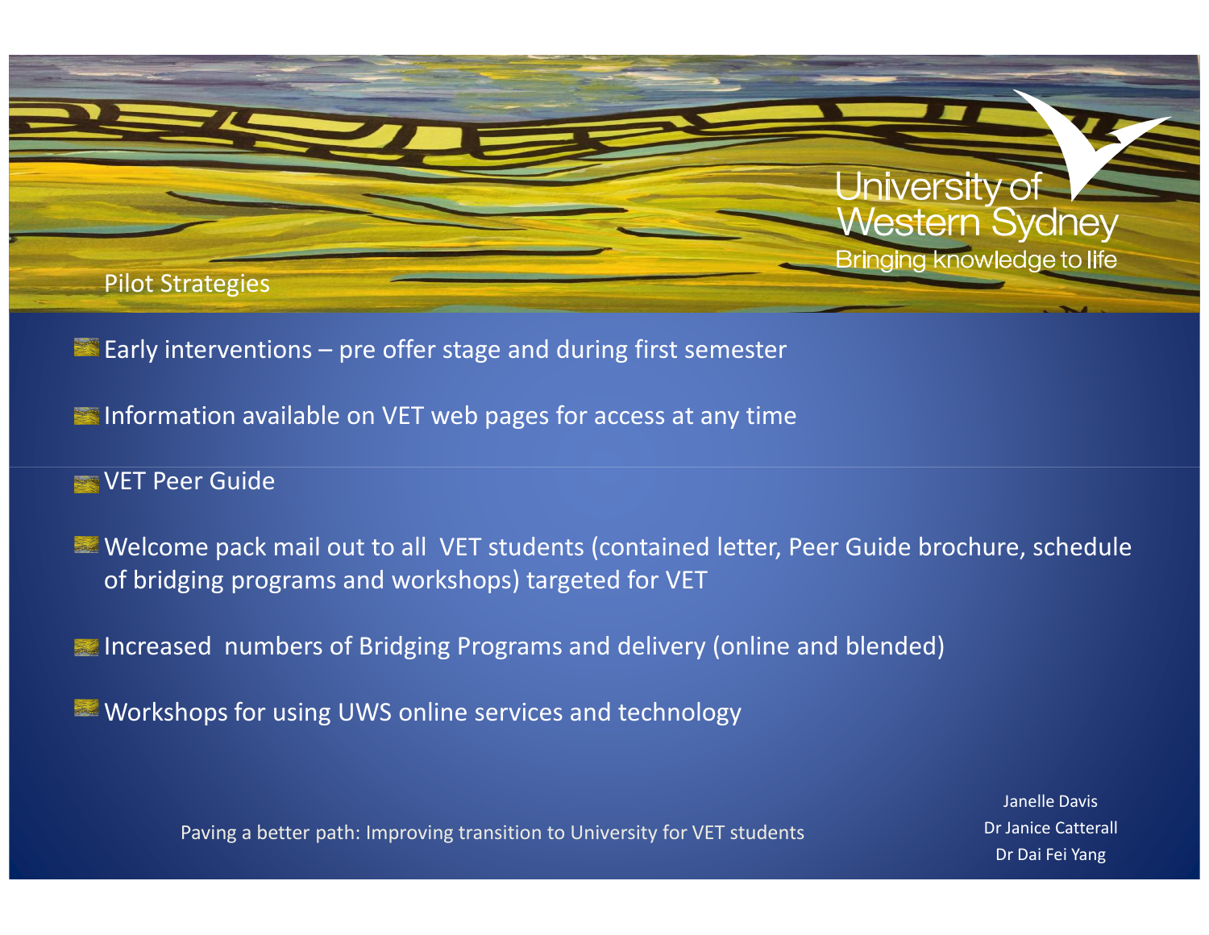## Pilot Strategies

- Early interventions – pre offer stage and during first semester
- Information available on VET web pages for access at any time
- VET Peer Guide
- Welcome pack mail out to all VET students (contained letter, Peer Guide brochure, schedule of bridging programs and workshops) targeted for VET
- Increased numbers of Bridging Programs and delivery (online and blended)
- Workshops for using UWS online services and technology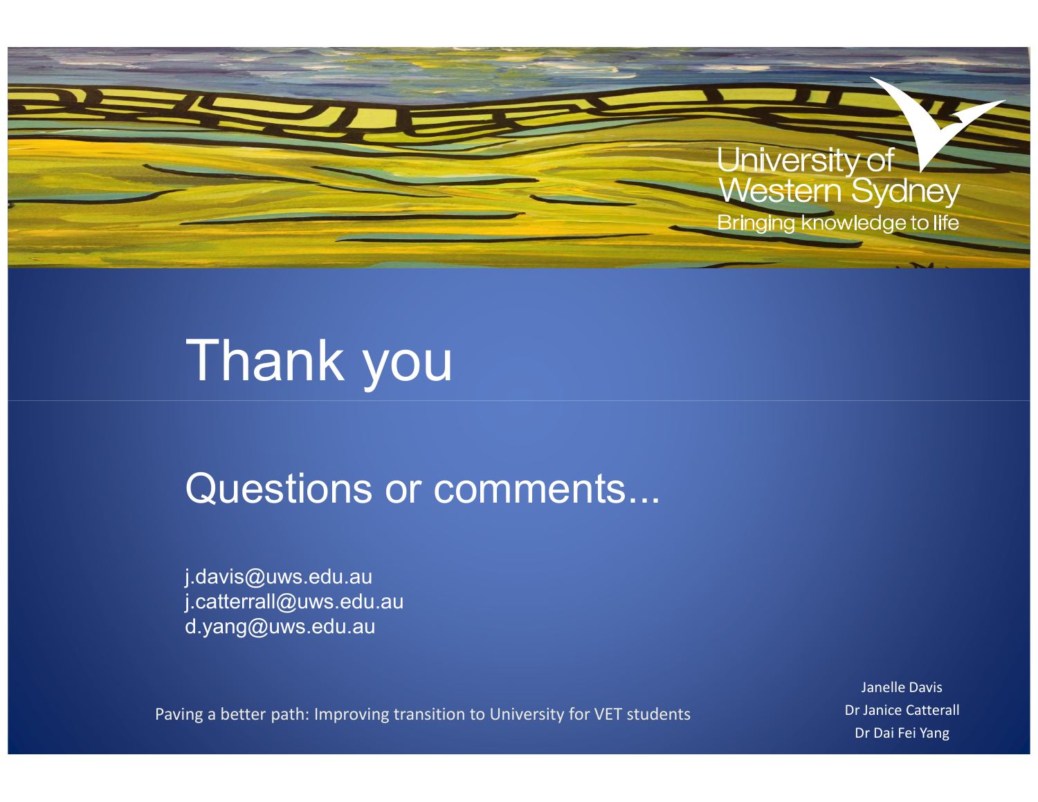University of Western Sydney
Bringing knowledge to life

# Thank you

## Questions or comments...

j.davis@uws.edu.au
j.catterrall@uws.edu.au
d.yang@uws.edu.au

Paving a better path: Improving transition to University for VET students

Janelle Davis
Dr Janice Catterall
Dr Dai Fei Yang